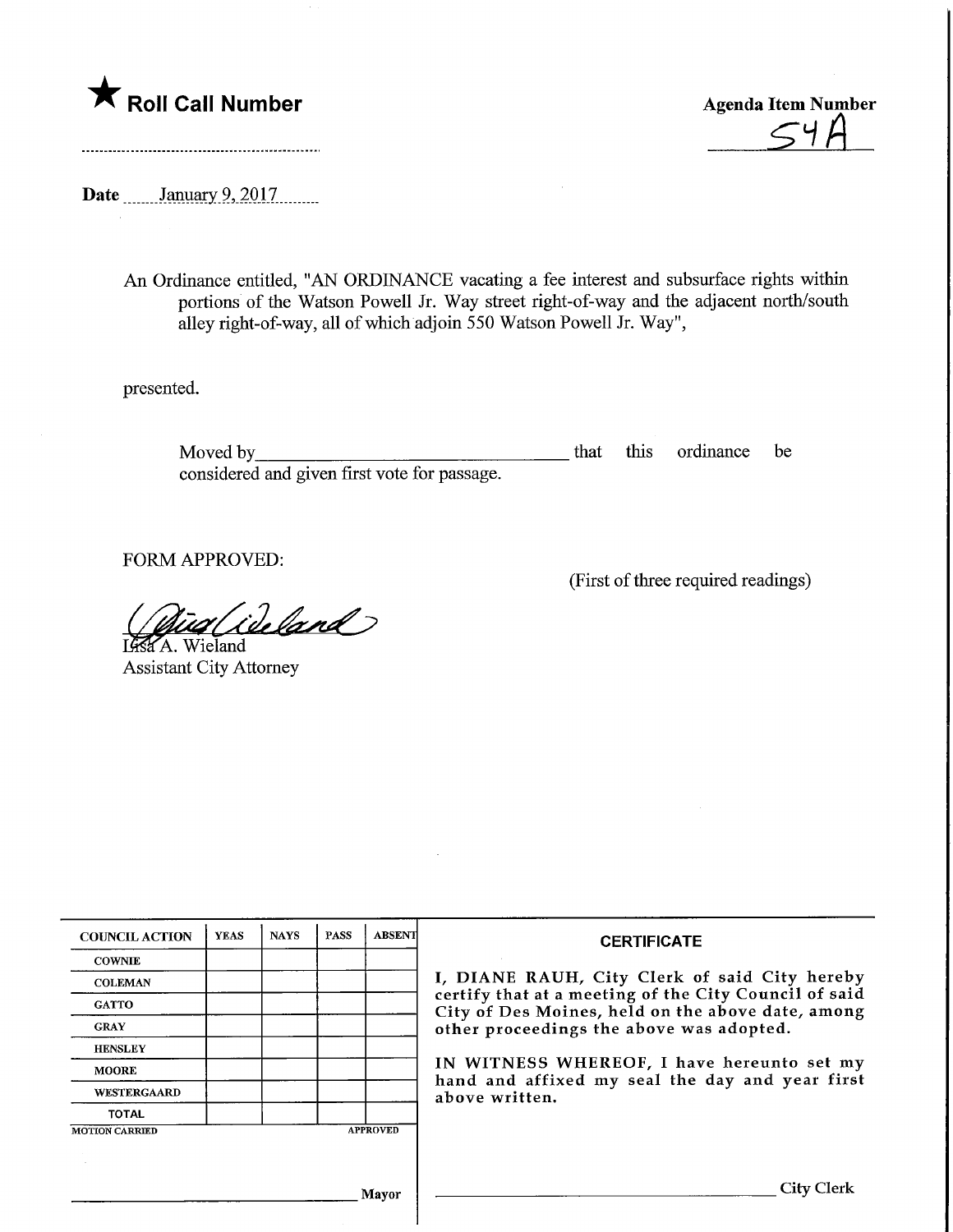★ **Roll Call Number**

**Agenda Item Number**
54A

**Date** January 9, 2017

An Ordinance entitled, "AN ORDINANCE vacating a fee interest and subsurface rights within portions of the Watson Powell Jr. Way street right-of-way and the adjacent north/south alley right-of-way, all of which adjoin 550 Watson Powell Jr. Way",

presented.

Moved by\_\_\_\_\_\_\_\_\_\_\_\_\_\_\_\_\_\_\_\_\_\_\_\_\_\_\_\_\_\_\_\_ that this ordinance be considered and given first vote for passage.

FORM APPROVED:

(First of three required readings)

Lisa A. Wieland
Assistant City Attorney

| COUNCIL ACTION | YEAS | NAYS | PASS | ABSENT |
|---|---|---|---|---|
| COWNIE | | | | |
| COLEMAN | | | | |
| GATTO | | | | |
| GRAY | | | | |
| HENSLEY | | | | |
| MOORE | | | | |
| WESTERGAARD | | | | |
| TOTAL | | | | |

MOTION CARRIED APPROVED

\_\_\_\_\_\_\_\_\_\_\_\_\_\_\_\_\_\_\_\_\_\_\_\_\_\_ Mayor

**CERTIFICATE**

I, DIANE RAUH, City Clerk of said City hereby certify that at a meeting of the City Council of said City of Des Moines, held on the above date, among other proceedings the above was adopted.

IN WITNESS WHEREOF, I have hereunto set my hand and affixed my seal the day and year first above written.

\_\_\_\_\_\_\_\_\_\_\_\_\_\_\_\_\_\_\_\_\_\_\_\_\_\_ City Clerk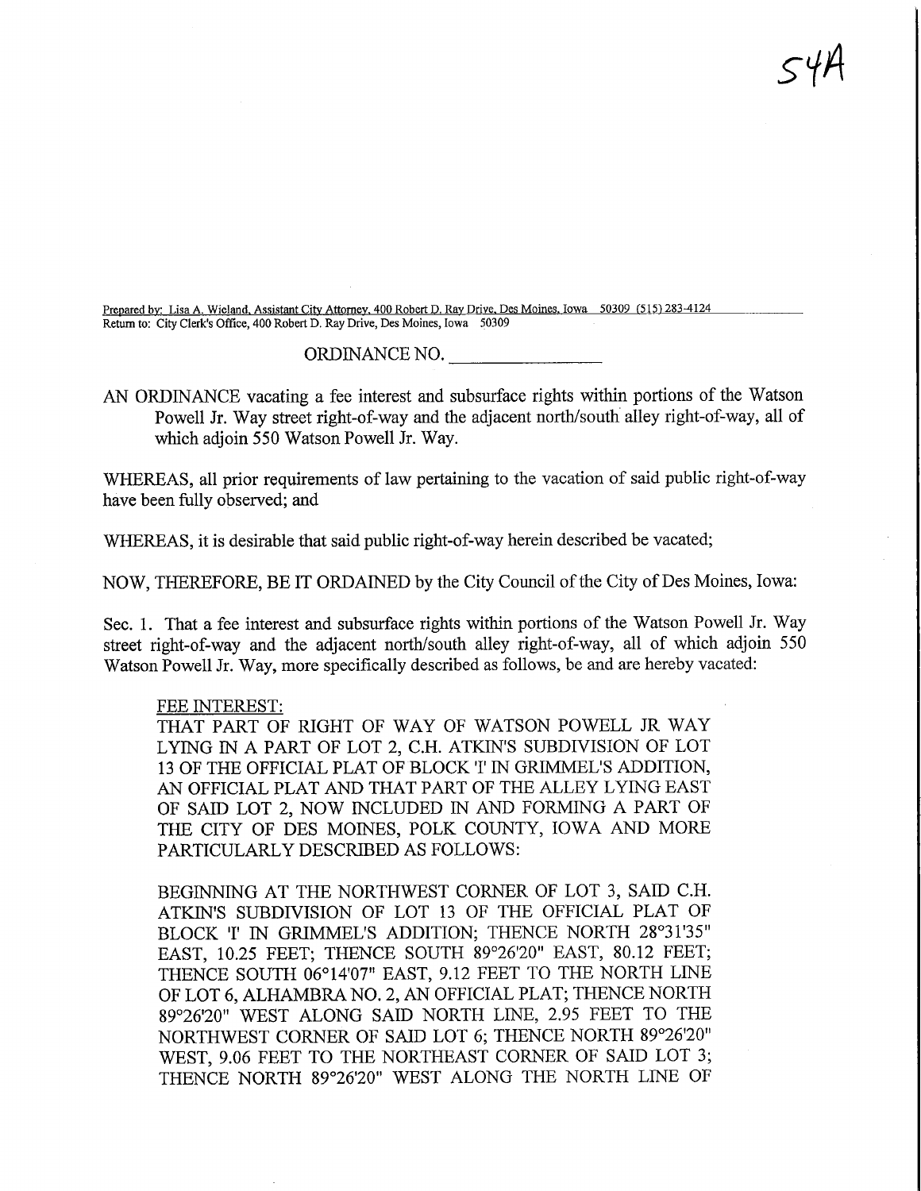54A

Prepared by: Lisa A. Wieland, Assistant City Attorney, 400 Robert D. Ray Drive, Des Moines, Iowa 50309 (515) 283-4124
Return to: City Clerk's Office, 400 Robert D. Ray Drive, Des Moines, Iowa 50309

ORDINANCE NO. ________________

AN ORDINANCE vacating a fee interest and subsurface rights within portions of the Watson Powell Jr. Way street right-of-way and the adjacent north/south alley right-of-way, all of which adjoin 550 Watson Powell Jr. Way.

WHEREAS, all prior requirements of law pertaining to the vacation of said public right-of-way have been fully observed; and

WHEREAS, it is desirable that said public right-of-way herein described be vacated;

NOW, THEREFORE, BE IT ORDAINED by the City Council of the City of Des Moines, Iowa:

Sec. 1. That a fee interest and subsurface rights within portions of the Watson Powell Jr. Way street right-of-way and the adjacent north/south alley right-of-way, all of which adjoin 550 Watson Powell Jr. Way, more specifically described as follows, be and are hereby vacated:

FEE INTEREST:
THAT PART OF RIGHT OF WAY OF WATSON POWELL JR WAY LYING IN A PART OF LOT 2, C.H. ATKIN'S SUBDIVISION OF LOT 13 OF THE OFFICIAL PLAT OF BLOCK 'I' IN GRIMMEL'S ADDITION, AN OFFICIAL PLAT AND THAT PART OF THE ALLEY LYING EAST OF SAID LOT 2, NOW INCLUDED IN AND FORMING A PART OF THE CITY OF DES MOINES, POLK COUNTY, IOWA AND MORE PARTICULARLY DESCRIBED AS FOLLOWS:

BEGINNING AT THE NORTHWEST CORNER OF LOT 3, SAID C.H. ATKIN'S SUBDIVISION OF LOT 13 OF THE OFFICIAL PLAT OF BLOCK 'I' IN GRIMMEL'S ADDITION; THENCE NORTH 28°31'35" EAST, 10.25 FEET; THENCE SOUTH 89°26'20" EAST, 80.12 FEET; THENCE SOUTH 06°14'07" EAST, 9.12 FEET TO THE NORTH LINE OF LOT 6, ALHAMBRA NO. 2, AN OFFICIAL PLAT; THENCE NORTH 89°26'20" WEST ALONG SAID NORTH LINE, 2.95 FEET TO THE NORTHWEST CORNER OF SAID LOT 6; THENCE NORTH 89°26'20" WEST, 9.06 FEET TO THE NORTHEAST CORNER OF SAID LOT 3; THENCE NORTH 89°26'20" WEST ALONG THE NORTH LINE OF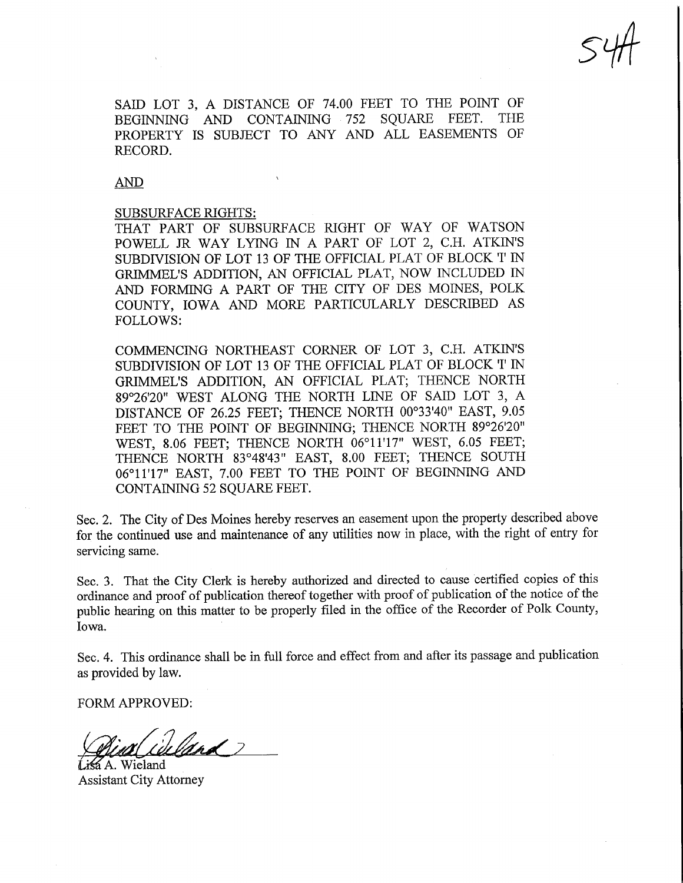54A

SAID LOT 3, A DISTANCE OF 74.00 FEET TO THE POINT OF BEGINNING AND CONTAINING 752 SQUARE FEET. THE PROPERTY IS SUBJECT TO ANY AND ALL EASEMENTS OF RECORD.

AND

SUBSURFACE RIGHTS:
THAT PART OF SUBSURFACE RIGHT OF WAY OF WATSON POWELL JR WAY LYING IN A PART OF LOT 2, C.H. ATKIN'S SUBDIVISION OF LOT 13 OF THE OFFICIAL PLAT OF BLOCK 'I' IN GRIMMEL'S ADDITION, AN OFFICIAL PLAT, NOW INCLUDED IN AND FORMING A PART OF THE CITY OF DES MOINES, POLK COUNTY, IOWA AND MORE PARTICULARLY DESCRIBED AS FOLLOWS:

COMMENCING NORTHEAST CORNER OF LOT 3, C.H. ATKIN'S SUBDIVISION OF LOT 13 OF THE OFFICIAL PLAT OF BLOCK 'I' IN GRIMMEL'S ADDITION, AN OFFICIAL PLAT; THENCE NORTH 89°26'20" WEST ALONG THE NORTH LINE OF SAID LOT 3, A DISTANCE OF 26.25 FEET; THENCE NORTH 00°33'40" EAST, 9.05 FEET TO THE POINT OF BEGINNING; THENCE NORTH 89°26'20" WEST, 8.06 FEET; THENCE NORTH 06°11'17" WEST, 6.05 FEET; THENCE NORTH 83°48'43" EAST, 8.00 FEET; THENCE SOUTH 06°11'17" EAST, 7.00 FEET TO THE POINT OF BEGINNING AND CONTAINING 52 SQUARE FEET.

Sec. 2. The City of Des Moines hereby reserves an easement upon the property described above for the continued use and maintenance of any utilities now in place, with the right of entry for servicing same.

Sec. 3. That the City Clerk is hereby authorized and directed to cause certified copies of this ordinance and proof of publication thereof together with proof of publication of the notice of the public hearing on this matter to be properly filed in the office of the Recorder of Polk County, Iowa.

Sec. 4. This ordinance shall be in full force and effect from and after its passage and publication as provided by law.

FORM APPROVED:

Lisa A. Wieland
Assistant City Attorney